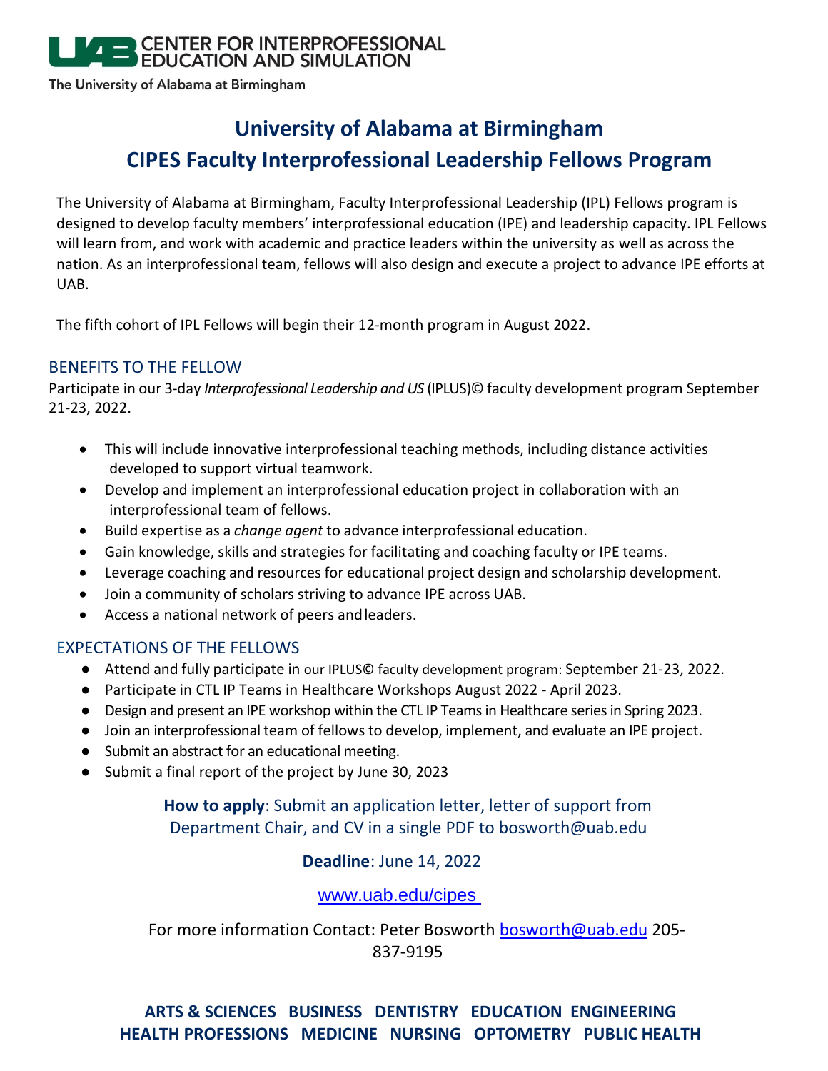UAB CENTER FOR INTERPROFESSIONAL EDUCATION AND SIMULATION

The University of Alabama at Birmingham

# University of Alabama at Birmingham
# CIPES Faculty Interprofessional Leadership Fellows Program

The University of Alabama at Birmingham, Faculty Interprofessional Leadership (IPL) Fellows program is designed to develop faculty members' interprofessional education (IPE) and leadership capacity. IPL Fellows will learn from, and work with academic and practice leaders within the university as well as across the nation. As an interprofessional team, fellows will also design and execute a project to advance IPE efforts at UAB.

The fifth cohort of IPL Fellows will begin their 12-month program in August 2022.

## BENEFITS TO THE FELLOW

Participate in our 3-day *Interprofessional Leadership and US* (IPLUS)© faculty development program September 21-23, 2022.

- This will include innovative interprofessional teaching methods, including distance activities developed to support virtual teamwork.
- Develop and implement an interprofessional education project in collaboration with an interprofessional team of fellows.
- Build expertise as a *change agent* to advance interprofessional education.
- Gain knowledge, skills and strategies for facilitating and coaching faculty or IPE teams.
- Leverage coaching and resources for educational project design and scholarship development.
- Join a community of scholars striving to advance IPE across UAB.
- Access a national network of peers and leaders.

## EXPECTATIONS OF THE FELLOWS

- Attend and fully participate in our IPLUS© faculty development program: September 21-23, 2022.
- Participate in CTL IP Teams in Healthcare Workshops August 2022 - April 2023.
- Design and present an IPE workshop within the CTL IP Teams in Healthcare series in Spring 2023.
- Join an interprofessional team of fellows to develop, implement, and evaluate an IPE project.
- Submit an abstract for an educational meeting.
- Submit a final report of the project by June 30, 2023

**How to apply**: Submit an application letter, letter of support from Department Chair, and CV in a single PDF to bosworth@uab.edu

**Deadline**: June 14, 2022

www.uab.edu/cipes

For more information Contact: Peter Bosworth bosworth@uab.edu 205-837-9195

**ARTS & SCIENCES BUSINESS DENTISTRY EDUCATION ENGINEERING HEALTH PROFESSIONS MEDICINE NURSING OPTOMETRY PUBLIC HEALTH**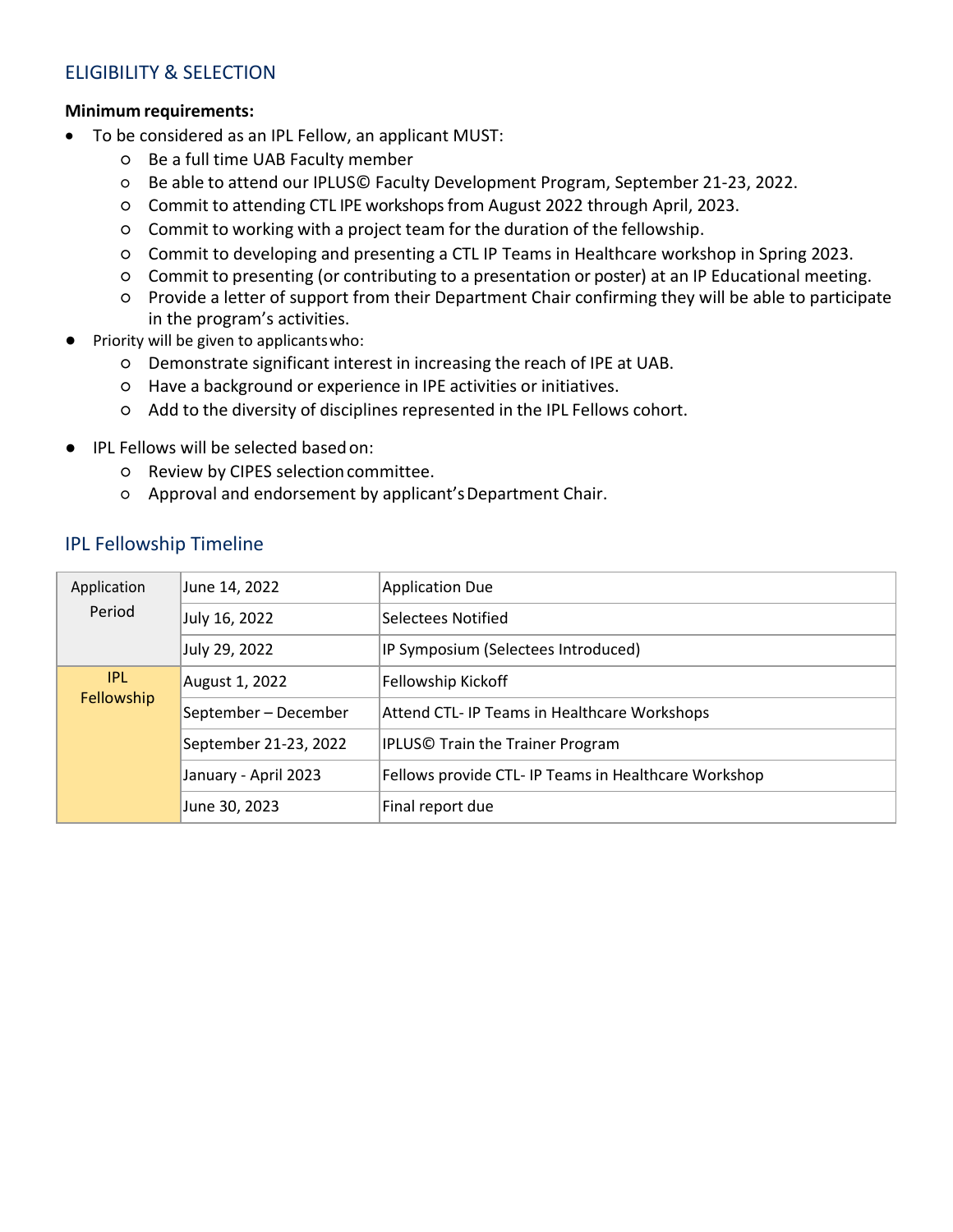## ELIGIBILITY & SELECTION

**Minimum requirements:**

- To be considered as an IPL Fellow, an applicant MUST:
  - Be a full time UAB Faculty member
  - Be able to attend our IPLUS© Faculty Development Program, September 21-23, 2022.
  - Commit to attending CTL IPE workshops from August 2022 through April, 2023.
  - Commit to working with a project team for the duration of the fellowship.
  - Commit to developing and presenting a CTL IP Teams in Healthcare workshop in Spring 2023.
  - Commit to presenting (or contributing to a presentation or poster) at an IP Educational meeting.
  - Provide a letter of support from their Department Chair confirming they will be able to participate in the program's activities.
- Priority will be given to applicants who:
  - Demonstrate significant interest in increasing the reach of IPE at UAB.
  - Have a background or experience in IPE activities or initiatives.
  - Add to the diversity of disciplines represented in the IPL Fellows cohort.
- IPL Fellows will be selected based on:
  - Review by CIPES selection committee.
  - Approval and endorsement by applicant's Department Chair.

## IPL Fellowship Timeline

| | | |
|---|---|---|
| Application Period | June 14, 2022 | Application Due |
| | July 16, 2022 | Selectees Notified |
| | July 29, 2022 | IP Symposium (Selectees Introduced) |
| IPL Fellowship | August 1, 2022 | Fellowship Kickoff |
| | September – December | Attend CTL- IP Teams in Healthcare Workshops |
| | September 21-23, 2022 | IPLUS© Train the Trainer Program |
| | January - April 2023 | Fellows provide CTL- IP Teams in Healthcare Workshop |
| | June 30, 2023 | Final report due |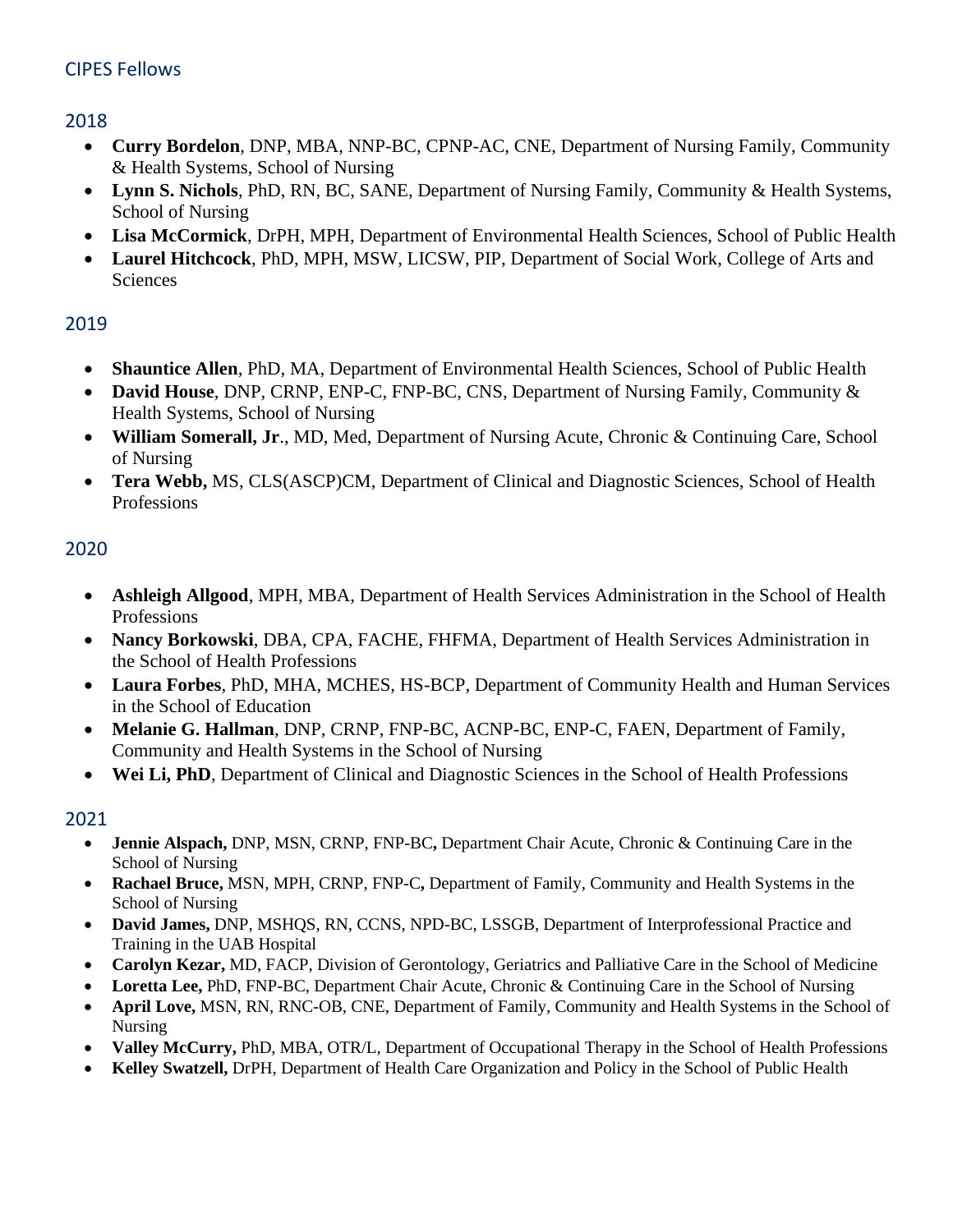## CIPES Fellows

### 2018

- **Curry Bordelon**, DNP, MBA, NNP-BC, CPNP-AC, CNE, Department of Nursing Family, Community & Health Systems, School of Nursing
- **Lynn S. Nichols**, PhD, RN, BC, SANE, Department of Nursing Family, Community & Health Systems, School of Nursing
- **Lisa McCormick**, DrPH, MPH, Department of Environmental Health Sciences, School of Public Health
- **Laurel Hitchcock**, PhD, MPH, MSW, LICSW, PIP, Department of Social Work, College of Arts and Sciences

### 2019

- **Shauntice Allen**, PhD, MA, Department of Environmental Health Sciences, School of Public Health
- **David House**, DNP, CRNP, ENP-C, FNP-BC, CNS, Department of Nursing Family, Community & Health Systems, School of Nursing
- **William Somerall, Jr**., MD, Med, Department of Nursing Acute, Chronic & Continuing Care, School of Nursing
- **Tera Webb,** MS, CLS(ASCP)CM, Department of Clinical and Diagnostic Sciences, School of Health Professions

### 2020

- **Ashleigh Allgood**, MPH, MBA, Department of Health Services Administration in the School of Health Professions
- **Nancy Borkowski**, DBA, CPA, FACHE, FHFMA, Department of Health Services Administration in the School of Health Professions
- **Laura Forbes**, PhD, MHA, MCHES, HS-BCP, Department of Community Health and Human Services in the School of Education
- **Melanie G. Hallman**, DNP, CRNP, FNP-BC, ACNP-BC, ENP-C, FAEN, Department of Family, Community and Health Systems in the School of Nursing
- **Wei Li, PhD**, Department of Clinical and Diagnostic Sciences in the School of Health Professions

### 2021

- **Jennie Alspach,** DNP, MSN, CRNP, FNP-BC**,** Department Chair Acute, Chronic & Continuing Care in the School of Nursing
- **Rachael Bruce,** MSN, MPH, CRNP, FNP-C**,** Department of Family, Community and Health Systems in the School of Nursing
- **David James,** DNP, MSHQS, RN, CCNS, NPD-BC, LSSGB, Department of Interprofessional Practice and Training in the UAB Hospital
- **Carolyn Kezar,** MD, FACP, Division of Gerontology, Geriatrics and Palliative Care in the School of Medicine
- **Loretta Lee,** PhD, FNP-BC, Department Chair Acute, Chronic & Continuing Care in the School of Nursing
- **April Love,** MSN, RN, RNC-OB, CNE, Department of Family, Community and Health Systems in the School of Nursing
- **Valley McCurry,** PhD, MBA, OTR/L, Department of Occupational Therapy in the School of Health Professions
- **Kelley Swatzell,** DrPH, Department of Health Care Organization and Policy in the School of Public Health